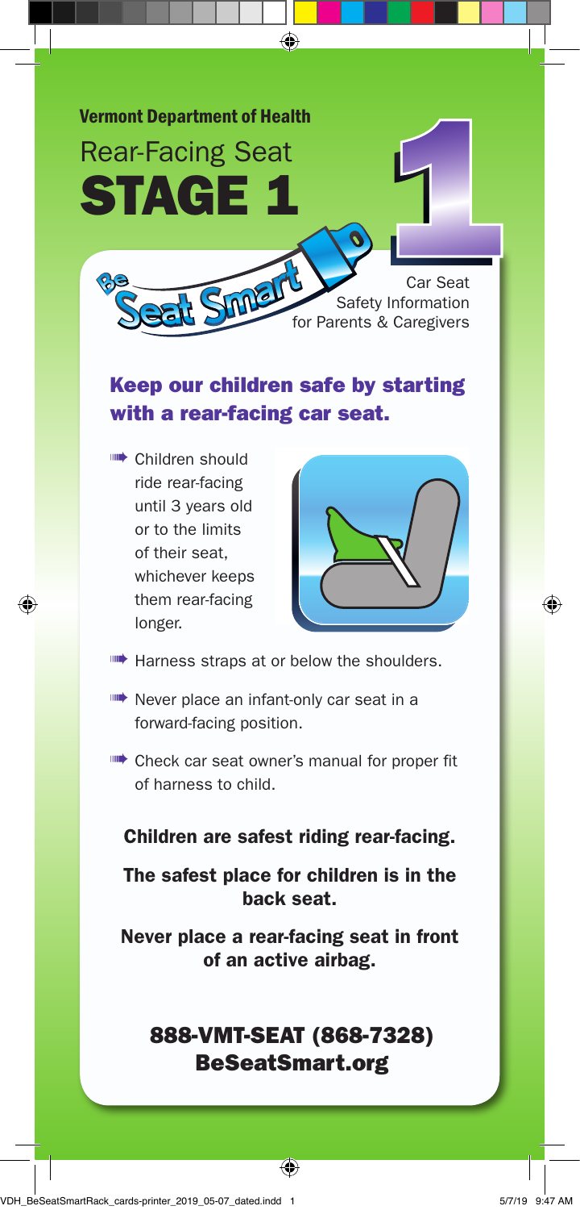**Vermont Department of Health**

# Rear-Facing Seat STAGE 1

Be Seat Smart

Car Seat Safety Information for Parents & Caregivers

## Keep our children safe by starting with a rear-facing car seat.

- Children should ride rear-facing until 3 years old or to the limits of their seat, whichever keeps them rear-facing longer.
- Harness straps at or below the shoulders.
- Never place an infant-only car seat in a forward-facing position.
- Check car seat owner's manual for proper fit of harness to child.

**Children are safest riding rear-facing.**

**The safest place for children is in the back seat.**

**Never place a rear-facing seat in front of an active airbag.**

## 888-VMT-SEAT (868-7328)
## BeSeatSmart.org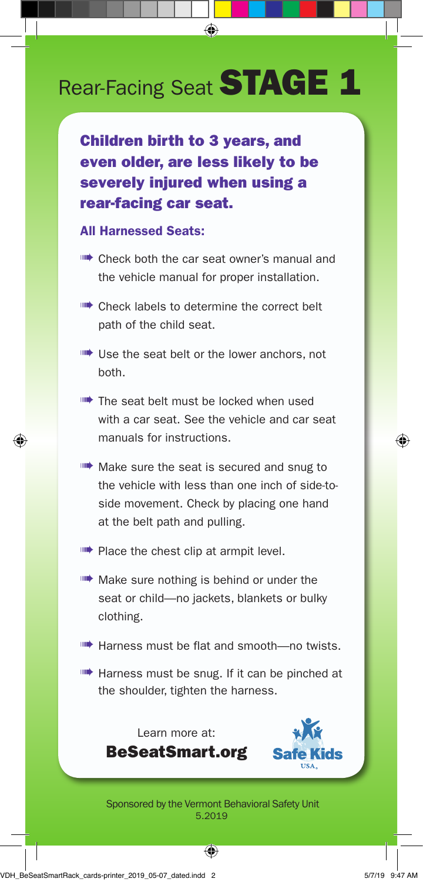# Rear-Facing Seat STAGE 1

## Children birth to 3 years, and even older, are less likely to be severely injured when using a rear-facing car seat.

### All Harnessed Seats:

- Check both the car seat owner's manual and the vehicle manual for proper installation.
- Check labels to determine the correct belt path of the child seat.
- Use the seat belt or the lower anchors, not both.
- The seat belt must be locked when used with a car seat. See the vehicle and car seat manuals for instructions.
- Make sure the seat is secured and snug to the vehicle with less than one inch of side-to-side movement. Check by placing one hand at the belt path and pulling.
- Place the chest clip at armpit level.
- Make sure nothing is behind or under the seat or child—no jackets, blankets or bulky clothing.
- Harness must be flat and smooth—no twists.
- Harness must be snug. If it can be pinched at the shoulder, tighten the harness.

Learn more at:
**BeSeatSmart.org**

Safe Kids USA

Sponsored by the Vermont Behavioral Safety Unit
5.2019